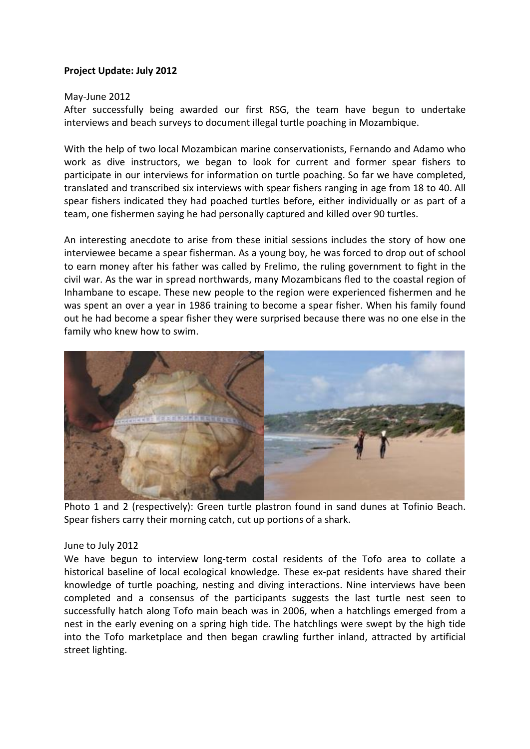**Project Update: July 2012**

May-June 2012

After successfully being awarded our first RSG, the team have begun to undertake interviews and beach surveys to document illegal turtle poaching in Mozambique.

With the help of two local Mozambican marine conservationists, Fernando and Adamo who work as dive instructors, we began to look for current and former spear fishers to participate in our interviews for information on turtle poaching. So far we have completed, translated and transcribed six interviews with spear fishers ranging in age from 18 to 40. All spear fishers indicated they had poached turtles before, either individually or as part of a team, one fishermen saying he had personally captured and killed over 90 turtles.

An interesting anecdote to arise from these initial sessions includes the story of how one interviewee became a spear fisherman. As a young boy, he was forced to drop out of school to earn money after his father was called by Frelimo, the ruling government to fight in the civil war. As the war in spread northwards, many Mozambicans fled to the coastal region of Inhambane to escape. These new people to the region were experienced fishermen and he was spent an over a year in 1986 training to become a spear fisher. When his family found out he had become a spear fisher they were surprised because there was no one else in the family who knew how to swim.

Photo 1 and 2 (respectively): Green turtle plastron found in sand dunes at Tofinio Beach. Spear fishers carry their morning catch, cut up portions of a shark.

June to July 2012

We have begun to interview long-term costal residents of the Tofo area to collate a historical baseline of local ecological knowledge. These ex-pat residents have shared their knowledge of turtle poaching, nesting and diving interactions. Nine interviews have been completed and a consensus of the participants suggests the last turtle nest seen to successfully hatch along Tofo main beach was in 2006, when a hatchlings emerged from a nest in the early evening on a spring high tide. The hatchlings were swept by the high tide into the Tofo marketplace and then began crawling further inland, attracted by artificial street lighting.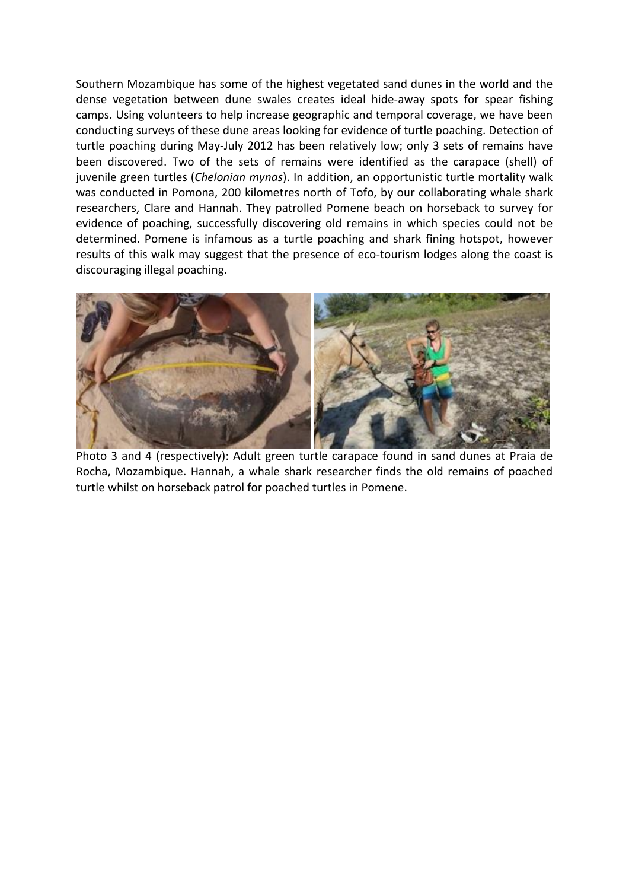Southern Mozambique has some of the highest vegetated sand dunes in the world and the dense vegetation between dune swales creates ideal hide-away spots for spear fishing camps. Using volunteers to help increase geographic and temporal coverage, we have been conducting surveys of these dune areas looking for evidence of turtle poaching. Detection of turtle poaching during May-July 2012 has been relatively low; only 3 sets of remains have been discovered. Two of the sets of remains were identified as the carapace (shell) of juvenile green turtles (*Chelonian mynas*). In addition, an opportunistic turtle mortality walk was conducted in Pomona, 200 kilometres north of Tofo, by our collaborating whale shark researchers, Clare and Hannah. They patrolled Pomene beach on horseback to survey for evidence of poaching, successfully discovering old remains in which species could not be determined. Pomene is infamous as a turtle poaching and shark fining hotspot, however results of this walk may suggest that the presence of eco-tourism lodges along the coast is discouraging illegal poaching.

Photo 3 and 4 (respectively): Adult green turtle carapace found in sand dunes at Praia de Rocha, Mozambique. Hannah, a whale shark researcher finds the old remains of poached turtle whilst on horseback patrol for poached turtles in Pomene.